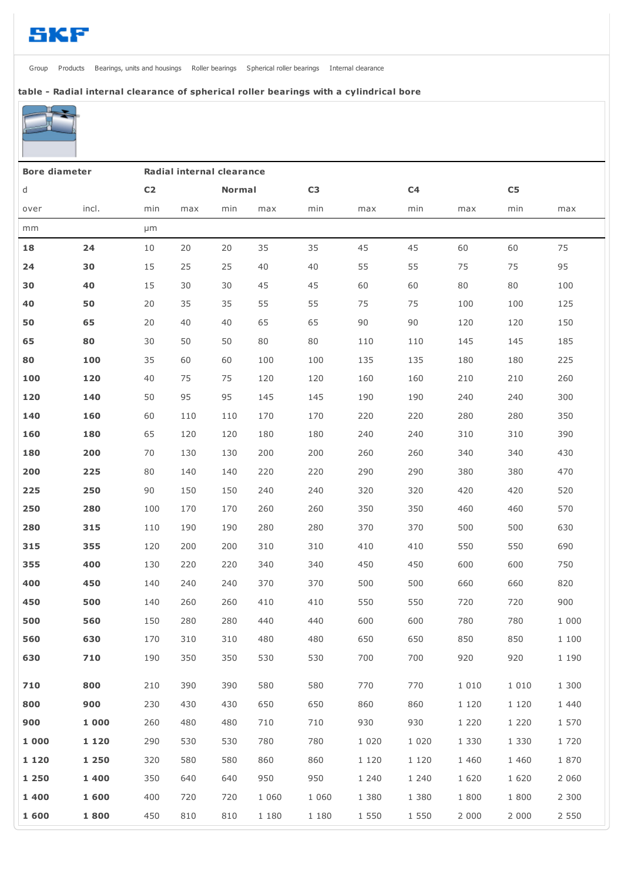Group Products Bearings, units and housings Roller bearings Spherical roller bearings Internal clearance

### table - Radial internal clearance of spherical roller bearings with a cylindrical bore

| Bore diameter | | Radial internal clearance | | | | | | | | | |
|---|---|---|---|---|---|---|---|---|---|---|---|
| d | | C2 | | Normal | | C3 | | C4 | | C5 | |
| over | incl. | min | max | min | max | min | max | min | max | min | max |
| mm | | μm | | | | | | | | | |
| **18** | **24** | 10 | 20 | 20 | 35 | 35 | 45 | 45 | 60 | 60 | 75 |
| **24** | **30** | 15 | 25 | 25 | 40 | 40 | 55 | 55 | 75 | 75 | 95 |
| **30** | **40** | 15 | 30 | 30 | 45 | 45 | 60 | 60 | 80 | 80 | 100 |
| **40** | **50** | 20 | 35 | 35 | 55 | 55 | 75 | 75 | 100 | 100 | 125 |
| **50** | **65** | 20 | 40 | 40 | 65 | 65 | 90 | 90 | 120 | 120 | 150 |
| **65** | **80** | 30 | 50 | 50 | 80 | 80 | 110 | 110 | 145 | 145 | 185 |
| **80** | **100** | 35 | 60 | 60 | 100 | 100 | 135 | 135 | 180 | 180 | 225 |
| **100** | **120** | 40 | 75 | 75 | 120 | 120 | 160 | 160 | 210 | 210 | 260 |
| **120** | **140** | 50 | 95 | 95 | 145 | 145 | 190 | 190 | 240 | 240 | 300 |
| **140** | **160** | 60 | 110 | 110 | 170 | 170 | 220 | 220 | 280 | 280 | 350 |
| **160** | **180** | 65 | 120 | 120 | 180 | 180 | 240 | 240 | 310 | 310 | 390 |
| **180** | **200** | 70 | 130 | 130 | 200 | 200 | 260 | 260 | 340 | 340 | 430 |
| **200** | **225** | 80 | 140 | 140 | 220 | 220 | 290 | 290 | 380 | 380 | 470 |
| **225** | **250** | 90 | 150 | 150 | 240 | 240 | 320 | 320 | 420 | 420 | 520 |
| **250** | **280** | 100 | 170 | 170 | 260 | 260 | 350 | 350 | 460 | 460 | 570 |
| **280** | **315** | 110 | 190 | 190 | 280 | 280 | 370 | 370 | 500 | 500 | 630 |
| **315** | **355** | 120 | 200 | 200 | 310 | 310 | 410 | 410 | 550 | 550 | 690 |
| **355** | **400** | 130 | 220 | 220 | 340 | 340 | 450 | 450 | 600 | 600 | 750 |
| **400** | **450** | 140 | 240 | 240 | 370 | 370 | 500 | 500 | 660 | 660 | 820 |
| **450** | **500** | 140 | 260 | 260 | 410 | 410 | 550 | 550 | 720 | 720 | 900 |
| **500** | **560** | 150 | 280 | 280 | 440 | 440 | 600 | 600 | 780 | 780 | 1 000 |
| **560** | **630** | 170 | 310 | 310 | 480 | 480 | 650 | 650 | 850 | 850 | 1 100 |
| **630** | **710** | 190 | 350 | 350 | 530 | 530 | 700 | 700 | 920 | 920 | 1 190 |
| **710** | **800** | 210 | 390 | 390 | 580 | 580 | 770 | 770 | 1 010 | 1 010 | 1 300 |
| **800** | **900** | 230 | 430 | 430 | 650 | 650 | 860 | 860 | 1 120 | 1 120 | 1 440 |
| **900** | **1 000** | 260 | 480 | 480 | 710 | 710 | 930 | 930 | 1 220 | 1 220 | 1 570 |
| **1 000** | **1 120** | 290 | 530 | 530 | 780 | 780 | 1 020 | 1 020 | 1 330 | 1 330 | 1 720 |
| **1 120** | **1 250** | 320 | 580 | 580 | 860 | 860 | 1 120 | 1 120 | 1 460 | 1 460 | 1 870 |
| **1 250** | **1 400** | 350 | 640 | 640 | 950 | 950 | 1 240 | 1 240 | 1 620 | 1 620 | 2 060 |
| **1 400** | **1 600** | 400 | 720 | 720 | 1 060 | 1 060 | 1 380 | 1 380 | 1 800 | 1 800 | 2 300 |
| **1 600** | **1 800** | 450 | 810 | 810 | 1 180 | 1 180 | 1 550 | 1 550 | 2 000 | 2 000 | 2 550 |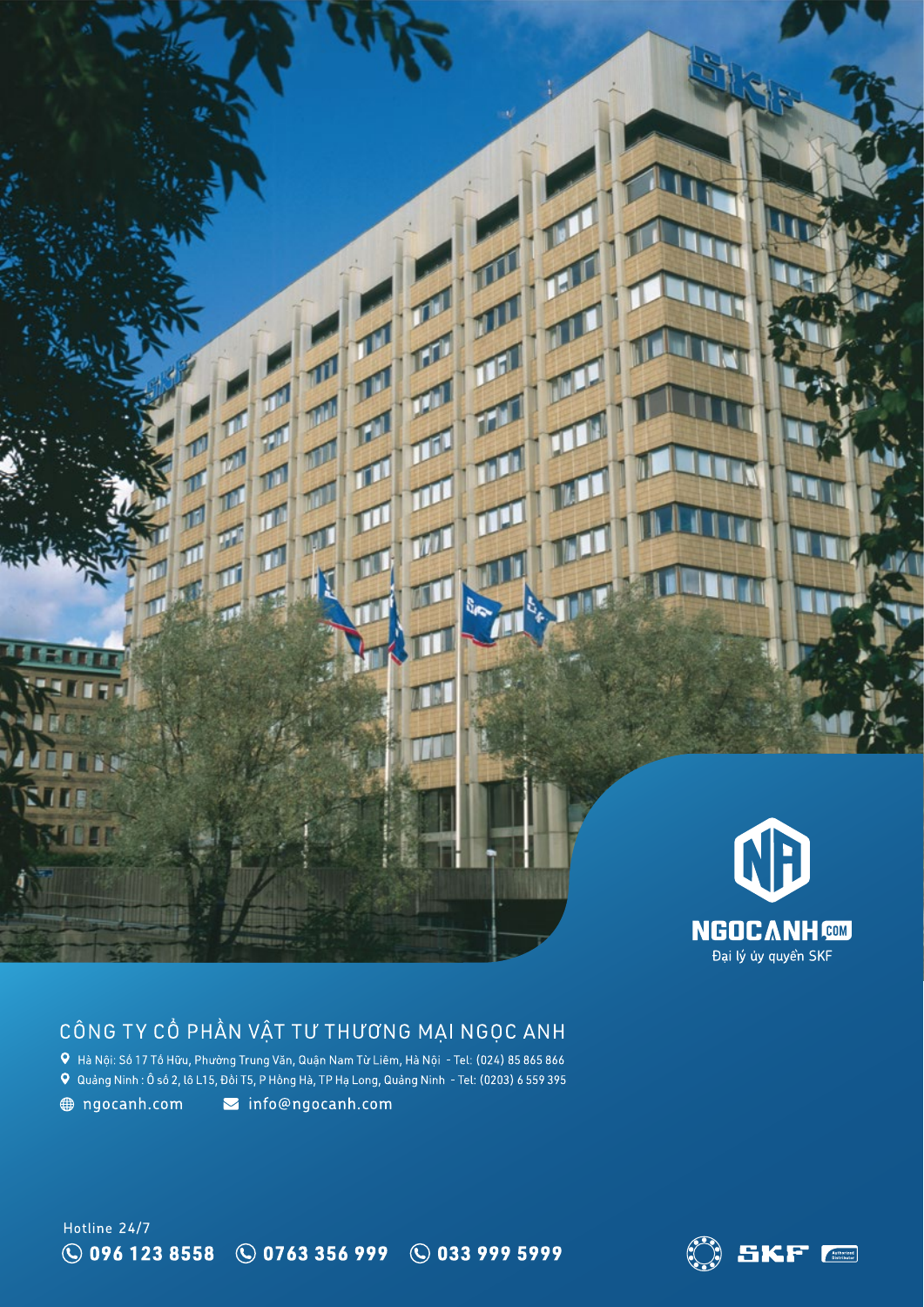NGOCANH.COM

Đại lý ủy quyền SKF

## CÔNG TY CỔ PHẦN VẬT TƯ THƯƠNG MẠI NGỌC ANH

- Hà Nội: Số 17 Tố Hữu, Phường Trung Văn, Quận Nam Từ Liêm, Hà Nội - Tel: (024) 85 865 866
- Quảng Ninh : Ô số 2, lô L15, Đồi T5, P Hồng Hà, TP Hạ Long, Quảng Ninh - Tel: (0203) 6 559 395

ngocanh.com    info@ngocanh.com

Hotline 24/7

**096 123 8558    0763 356 999    033 999 5999**

SKF Authorized Distributor